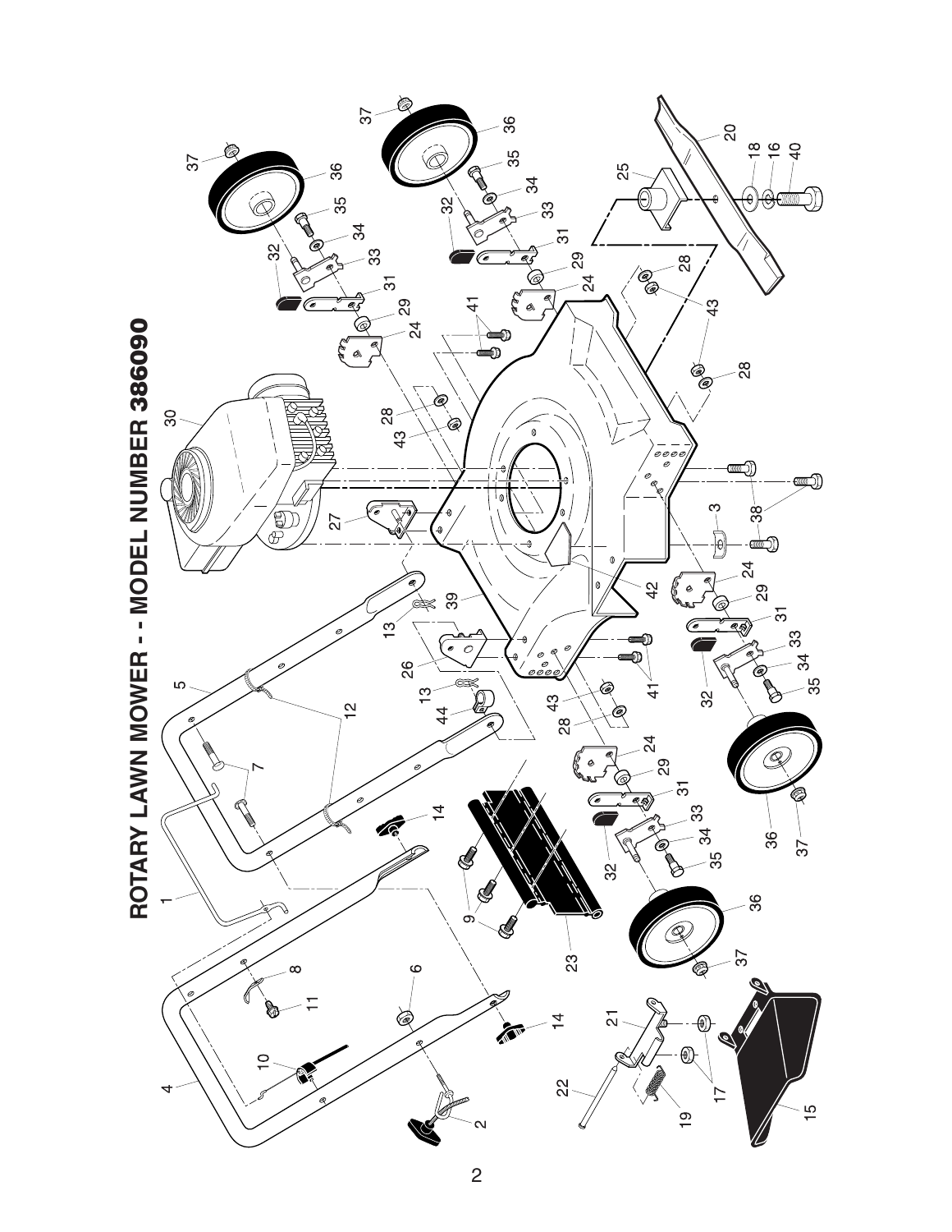# ROTARY LAWN MOWER - - MODEL NUMBER 386090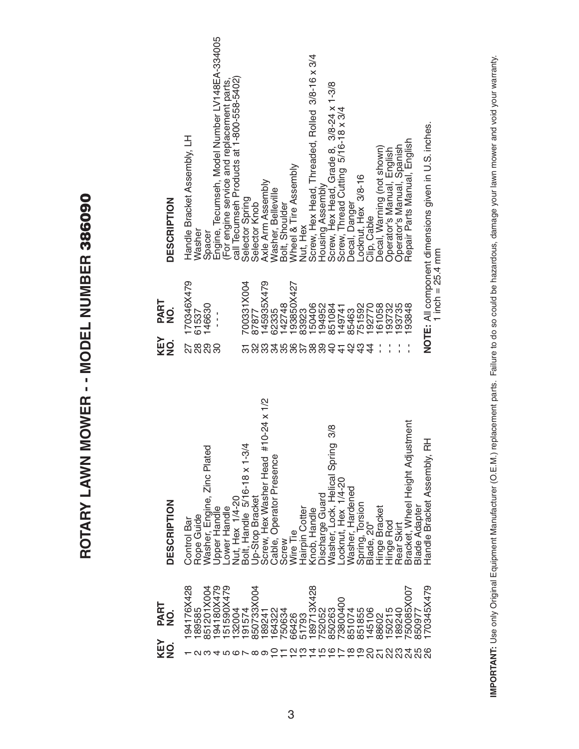# ROTARY LAWN MOWER - - MODEL NUMBER 386090

| KEY NO. | PART NO. | DESCRIPTION |
|---|---|---|
| 1 | 194176X428 | Control Bar |
| 2 | 189585 | Rope Guide |
| 3 | 851201X004 | Washer, Engine, Zinc Plated |
| 4 | 194180X479 | Upper Handle |
| 5 | 151590X479 | Lower Handle |
| 6 | 132004 | Nut, Hex 1/4-20 |
| 7 | 191574 | Bolt, Handle 5/16-18 x 1-3/4 |
| 8 | 850733X004 | Up-Stop Bracket |
| 9 | 189241 | Screw, Hex Washer Head #10-24 x 1/2 |
| 10 | 164322 | Cable, Operator Presence |
| 11 | 750634 | Screw |
| 12 | 66426 | Wire Tie |
| 13 | 51793 | Hairpin Cotter |
| 14 | 189713X428 | Knob, Handle |
| 15 | 752052 | Discharge Guard |
| 16 | 850263 | Washer, Lock, Helical Spring 3/8 |
| 17 | 73800400 | Locknut, Hex 1/4-20 |
| 18 | 851074 | Washer, Hardened |
| 19 | 851855 | Spring, Torsion |
| 20 | 145106 | Blade, 20" |
| 21 | 88602 | Hinge Bracket |
| 22 | 150215 | Hinge Rod |
| 23 | 189240 | Rear Skirt |
| 24 | 750085X007 | Bracket, Wheel Height Adjustment |
| 25 | 850977 | Blade Adapter |
| 26 | 170345X479 | Handle Bracket Assembly, RH |
| 27 | 170346X479 | Handle Bracket Assembly, LH |
| 28 | 61537 | Washer |
| 29 | 146630 | Spacer |
| 30 | - - - | Engine, Tecumseh, Model Number LV148EA-334005 (For engine service and replacement parts, call Tecumseh Products at 1-800-558-5402) |
| 31 | 700331X004 | Selector Spring |
| 32 | 87877 | Selector Knob |
| 33 | 145935X479 | Axle Arm Assembly |
| 34 | 62335 | Washer, Belleville |
| 35 | 142748 | Bolt, Shoulder |
| 36 | 193850X427 | Wheel & Tire Assembly |
| 37 | 83923 | Nut, Hex |
| 38 | 150406 | Screw, Hex Head, Threaded, Rolled 3/8-16 x 3/4 |
| 39 | 194952 | Housing Assembly |
| 40 | 851084 | Screw, Hex Head, Grade 8, 3/8-24 x 1-3/8 |
| 41 | 149741 | Screw, Thread Cutting 5/16-18 x 3/4 |
| 42 | 85463 | Decal, Danger |
| 43 | 751592 | Locknut, Hex 3/8-16 |
| 44 | 192770 | Clip, Cable |
| - - | 161058 | Decal, Warning (not shown) |
| - - | 193732 | Operator's Manual, English |
| - - | 193735 | Operator's Manual, Spanish |
| - - | 193848 | Repair Parts Manual, English |

**NOTE:** All component dimensions given in U.S. inches.
1 inch = 25.4 mm

**IMPORTANT:** Use only Original Equipment Manufacturer (O.E.M.) replacement parts. Failure to do so could be hazardous, damage your lawn mower and void your warranty.